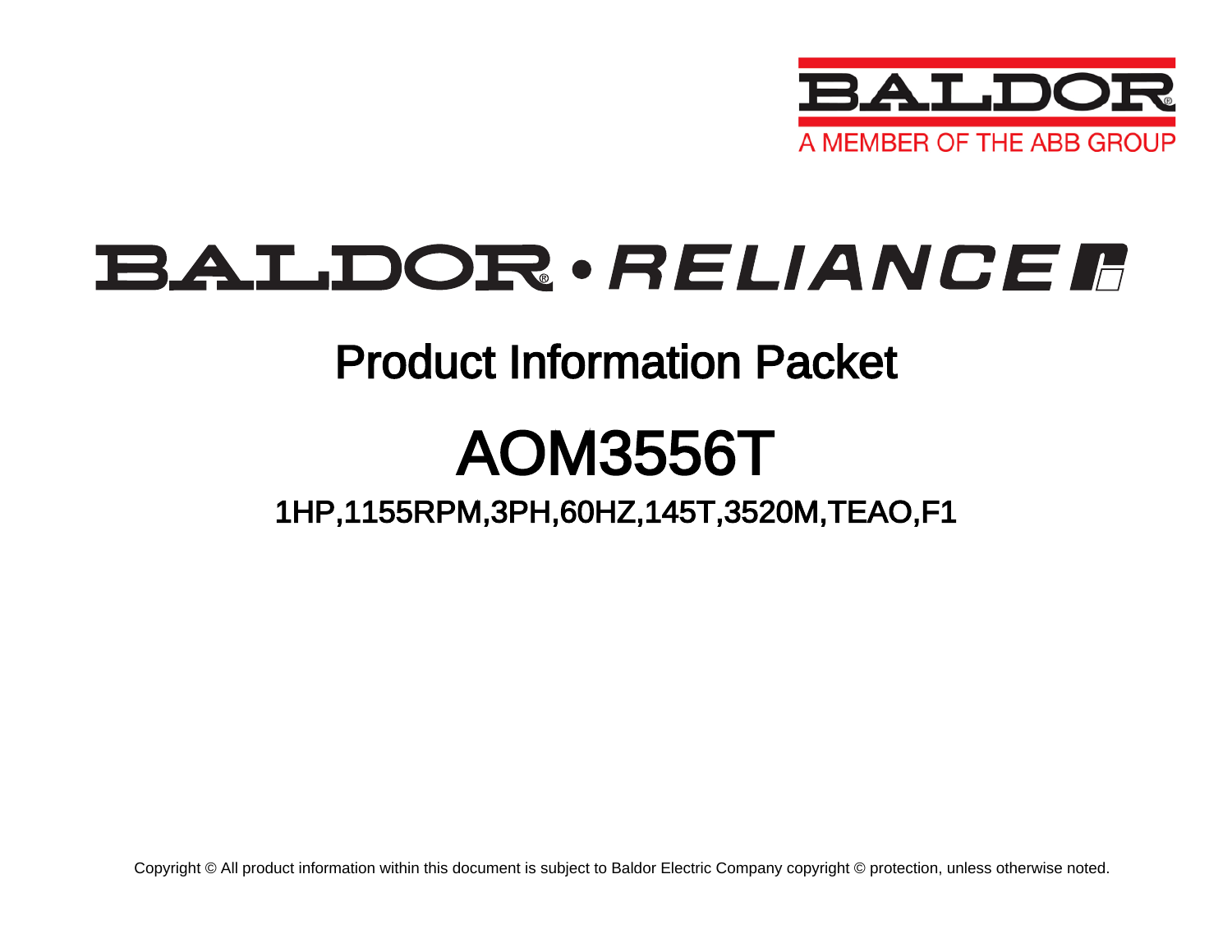BALDOR

A MEMBER OF THE ABB GROUP

BALDOR • RELIANCE

# Product Information Packet

# AOM3556T

## 1HP,1155RPM,3PH,60HZ,145T,3520M,TEAO,F1

Copyright © All product information within this document is subject to Baldor Electric Company copyright © protection, unless otherwise noted.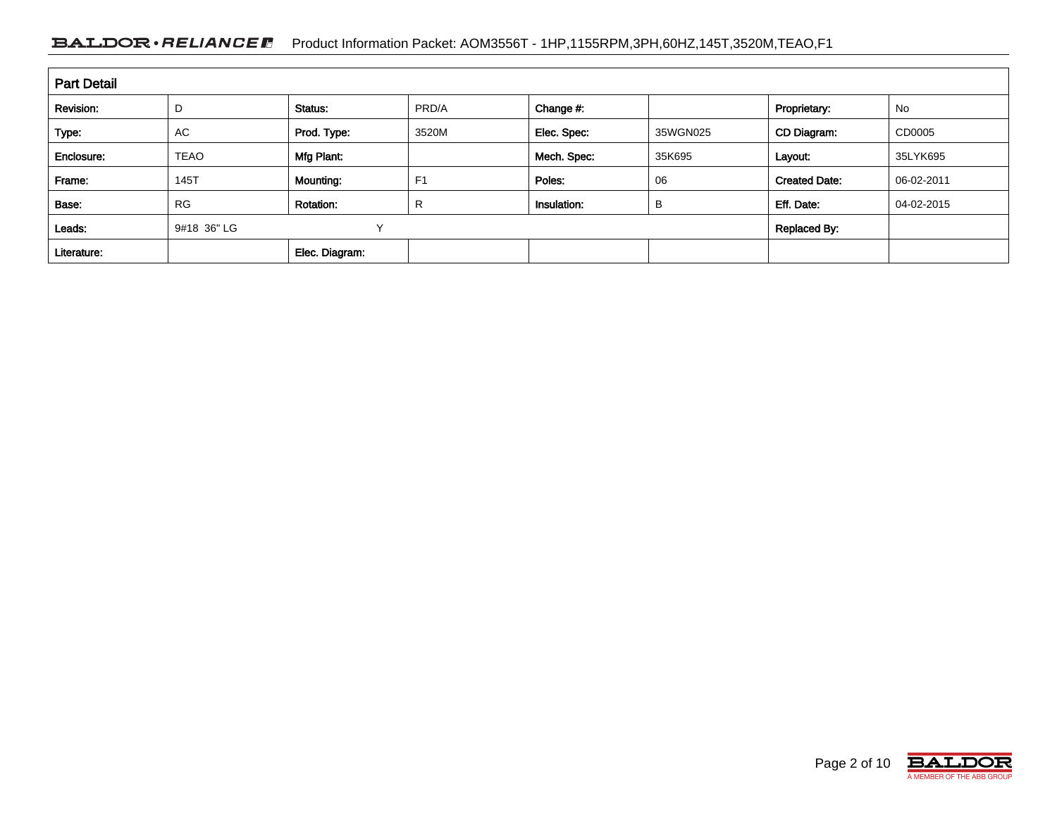## Part Detail

| Revision: | D | Status: | PRD/A | Change #: | | Proprietary: | No |
|---|---|---|---|---|---|---|---|
| Type: | AC | Prod. Type: | 3520M | Elec. Spec: | 35WGN025 | CD Diagram: | CD0005 |
| Enclosure: | TEAO | Mfg Plant: | | Mech. Spec: | 35K695 | Layout: | 35LYK695 |
| Frame: | 145T | Mounting: | F1 | Poles: | 06 | Created Date: | 06-02-2011 |
| Base: | RG | Rotation: | R | Insulation: | B | Eff. Date: | 04-02-2015 |
| Leads: | 9#18 36" LG | | Y | | | Replaced By: | |
| Literature: | | Elec. Diagram: | | | | | |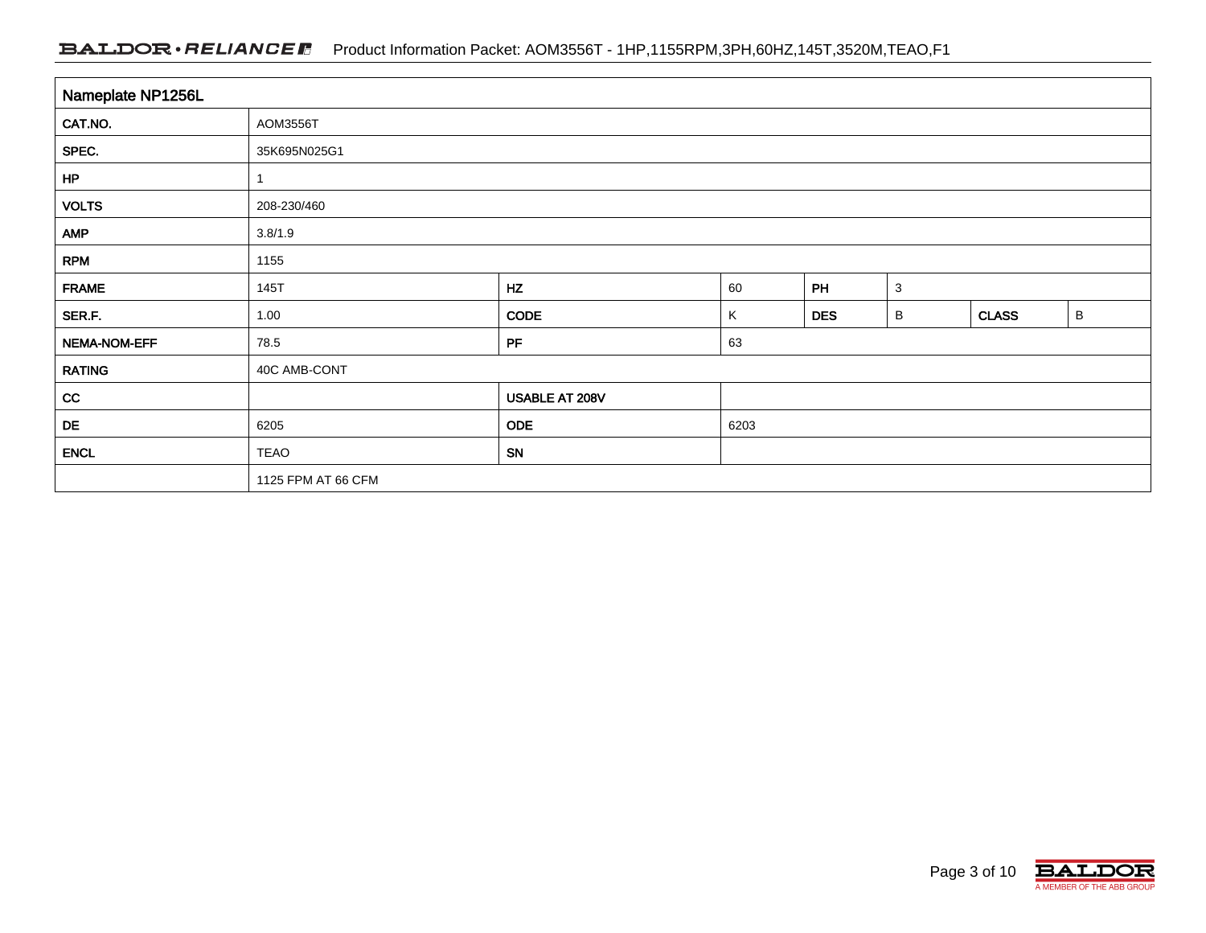| Nameplate NP1256L | | | | | | | |
|---|---|---|---|---|---|---|---|
| CAT.NO. | AOM3556T | | | | | | |
| SPEC. | 35K695N025G1 | | | | | | |
| HP | 1 | | | | | | |
| VOLTS | 208-230/460 | | | | | | |
| AMP | 3.8/1.9 | | | | | | |
| RPM | 1155 | | | | | | |
| FRAME | 145T | HZ | 60 | PH | 3 | | |
| SER.F. | 1.00 | CODE | K | DES | B | CLASS | B |
| NEMA-NOM-EFF | 78.5 | PF | 63 | | | | |
| RATING | 40C AMB-CONT | | | | | | |
| CC | | USABLE AT 208V | | | | | |
| DE | 6205 | ODE | 6203 | | | | |
| ENCL | TEAO | SN | | | | | |
| | 1125 FPM AT 66 CFM | | | | | | |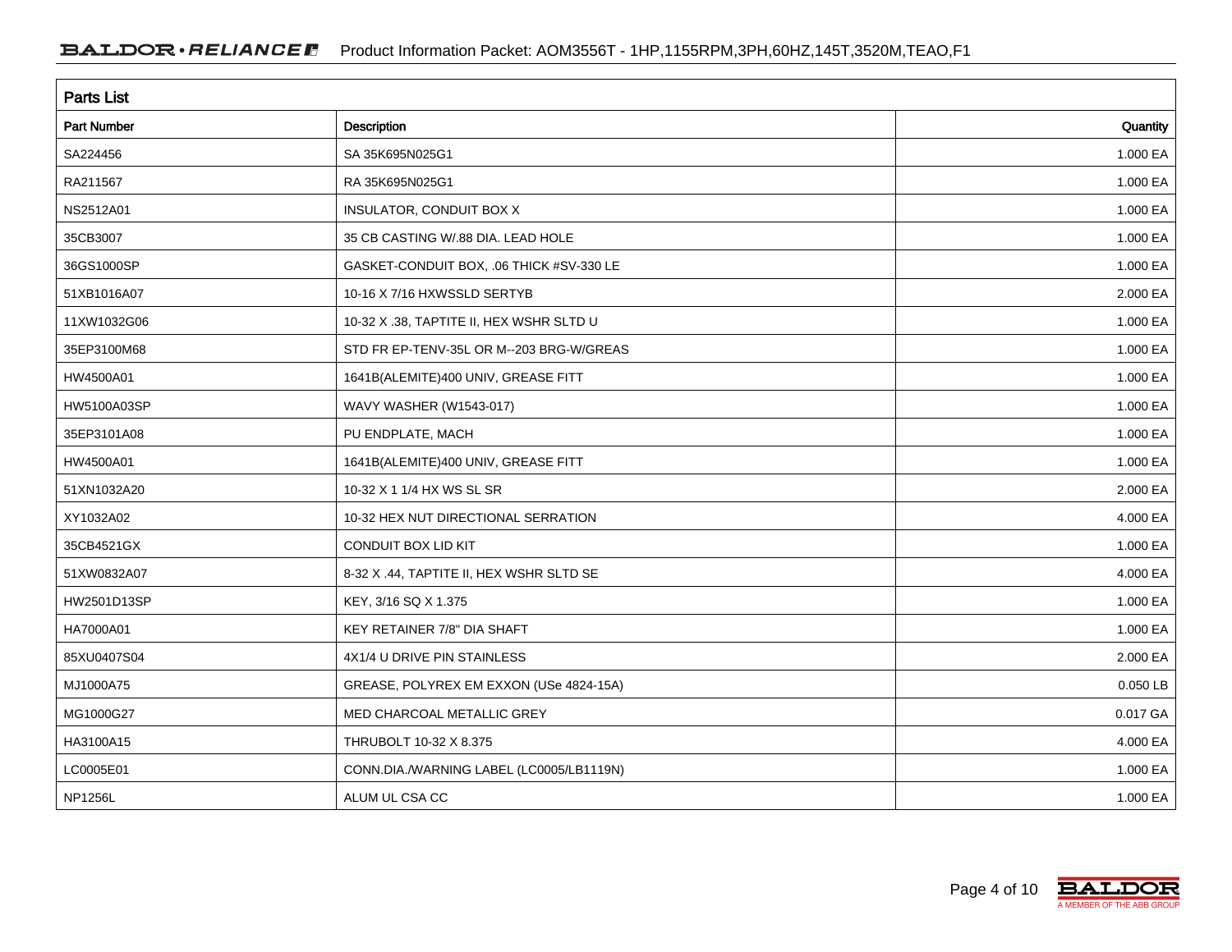## Parts List

| Part Number | Description | Quantity |
|---|---|---|
| SA224456 | SA 35K695N025G1 | 1.000 EA |
| RA211567 | RA 35K695N025G1 | 1.000 EA |
| NS2512A01 | INSULATOR, CONDUIT BOX X | 1.000 EA |
| 35CB3007 | 35 CB CASTING W/.88 DIA. LEAD HOLE | 1.000 EA |
| 36GS1000SP | GASKET-CONDUIT BOX, .06 THICK #SV-330 LE | 1.000 EA |
| 51XB1016A07 | 10-16 X 7/16 HXWSSLD SERTYB | 2.000 EA |
| 11XW1032G06 | 10-32 X .38, TAPTITE II, HEX WSHR SLTD U | 1.000 EA |
| 35EP3100M68 | STD FR EP-TENV-35L OR M--203 BRG-W/GREAS | 1.000 EA |
| HW4500A01 | 1641B(ALEMITE)400 UNIV, GREASE FITT | 1.000 EA |
| HW5100A03SP | WAVY WASHER (W1543-017) | 1.000 EA |
| 35EP3101A08 | PU ENDPLATE, MACH | 1.000 EA |
| HW4500A01 | 1641B(ALEMITE)400 UNIV, GREASE FITT | 1.000 EA |
| 51XN1032A20 | 10-32 X 1 1/4 HX WS SL SR | 2.000 EA |
| XY1032A02 | 10-32 HEX NUT DIRECTIONAL SERRATION | 4.000 EA |
| 35CB4521GX | CONDUIT BOX LID KIT | 1.000 EA |
| 51XW0832A07 | 8-32 X .44, TAPTITE II, HEX WSHR SLTD SE | 4.000 EA |
| HW2501D13SP | KEY, 3/16 SQ X 1.375 | 1.000 EA |
| HA7000A01 | KEY RETAINER 7/8" DIA SHAFT | 1.000 EA |
| 85XU0407S04 | 4X1/4 U DRIVE PIN STAINLESS | 2.000 EA |
| MJ1000A75 | GREASE, POLYREX EM EXXON (USe 4824-15A) | 0.050 LB |
| MG1000G27 | MED CHARCOAL METALLIC GREY | 0.017 GA |
| HA3100A15 | THRUBOLT 10-32 X 8.375 | 4.000 EA |
| LC0005E01 | CONN.DIA./WARNING LABEL (LC0005/LB1119N) | 1.000 EA |
| NP1256L | ALUM UL CSA CC | 1.000 EA |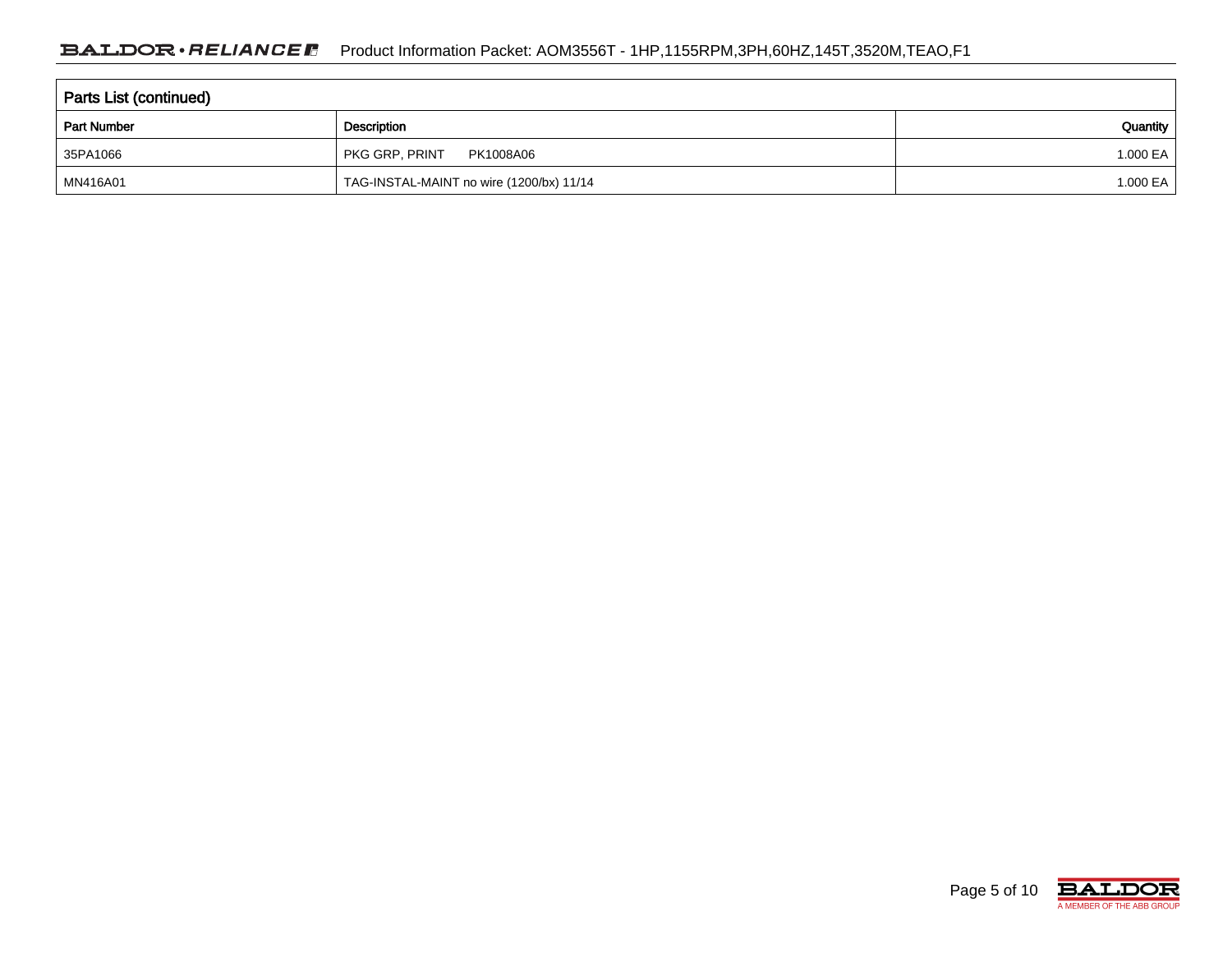## Parts List (continued)

| Part Number | Description | Quantity |
|---|---|---|
| 35PA1066 | PKG GRP, PRINT PK1008A06 | 1.000 EA |
| MN416A01 | TAG-INSTAL-MAINT no wire (1200/bx) 11/14 | 1.000 EA |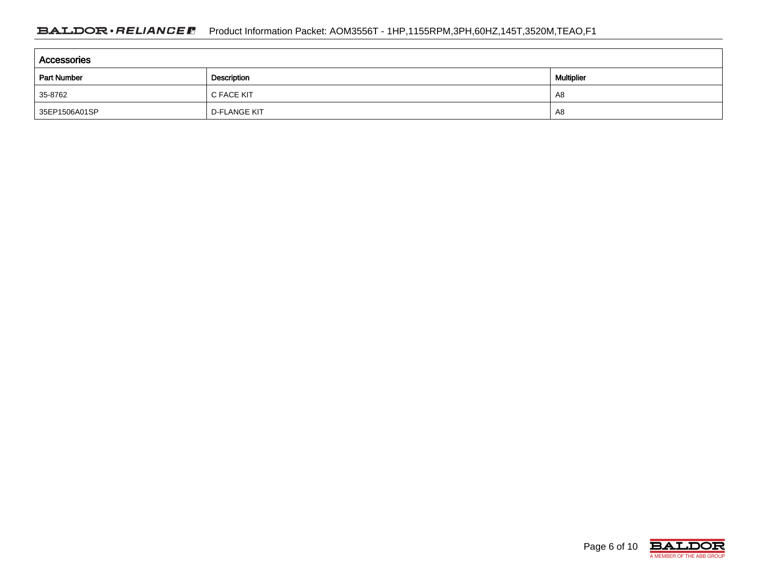## Accessories

| Part Number | Description | Multiplier |
|---|---|---|
| 35-8762 | C FACE KIT | A8 |
| 35EP1506A01SP | D-FLANGE KIT | A8 |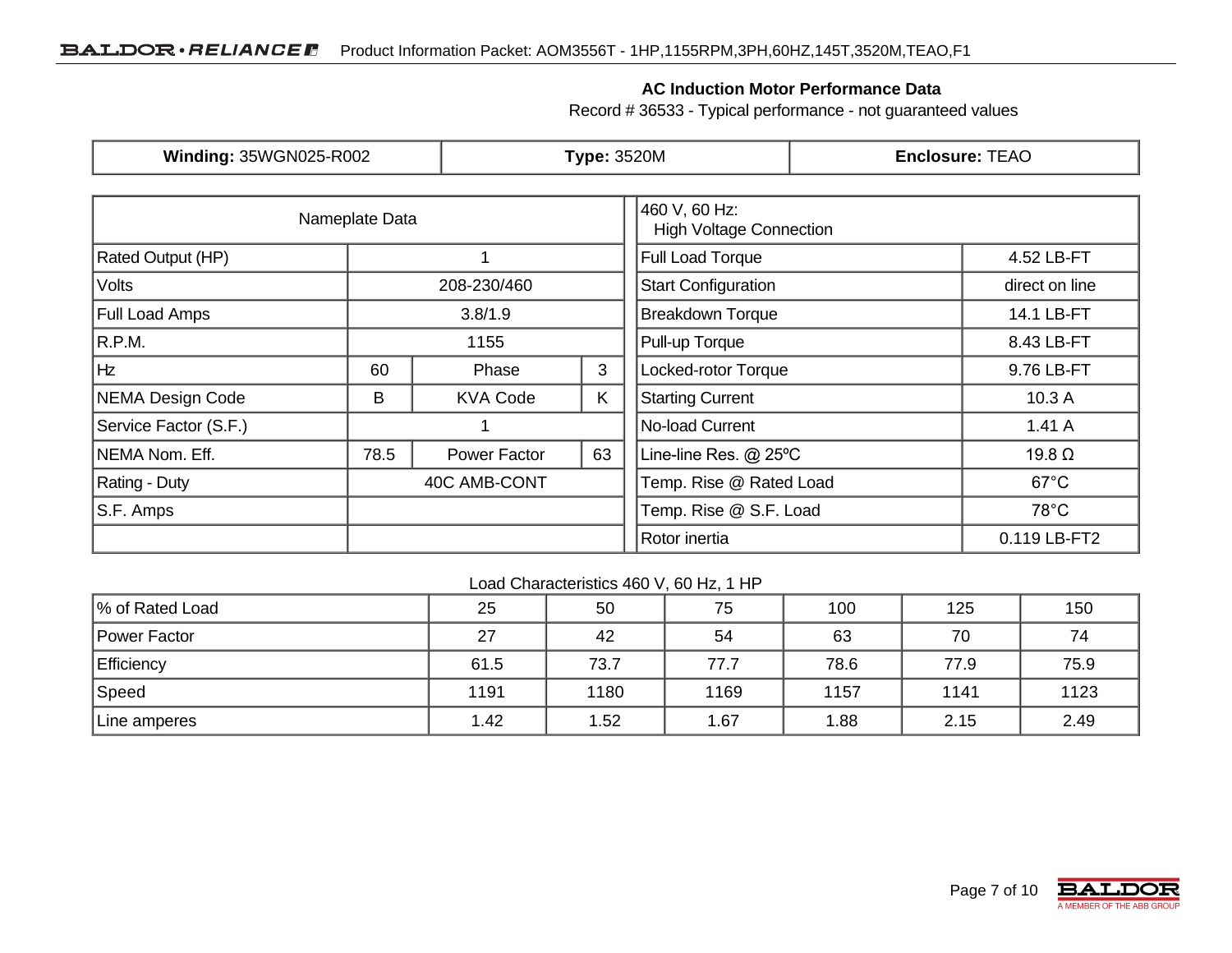## AC Induction Motor Performance Data

Record # 36533 - Typical performance - not guaranteed values

| **Winding:** 35WGN025-R002 | **Type:** 3520M | **Enclosure:** TEAO |
|---|---|---|

| Nameplate Data | | | |
|---|---|---|---|
| Rated Output (HP) | 1 | | |
| Volts | 208-230/460 | | |
| Full Load Amps | 3.8/1.9 | | |
| R.P.M. | 1155 | | |
| Hz | 60 | Phase | 3 |
| NEMA Design Code | B | KVA Code | K |
| Service Factor (S.F.) | 1 | | |
| NEMA Nom. Eff. | 78.5 | Power Factor | 63 |
| Rating - Duty | 40C AMB-CONT | | |
| S.F. Amps | | | |

| 460 V, 60 Hz: High Voltage Connection | |
|---|---|
| Full Load Torque | 4.52 LB-FT |
| Start Configuration | direct on line |
| Breakdown Torque | 14.1 LB-FT |
| Pull-up Torque | 8.43 LB-FT |
| Locked-rotor Torque | 9.76 LB-FT |
| Starting Current | 10.3 A |
| No-load Current | 1.41 A |
| Line-line Res. @ 25ºC | 19.8 Ω |
| Temp. Rise @ Rated Load | 67°C |
| Temp. Rise @ S.F. Load | 78°C |
| Rotor inertia | 0.119 LB-FT2 |

Load Characteristics 460 V, 60 Hz, 1 HP

| % of Rated Load | 25 | 50 | 75 | 100 | 125 | 150 |
|---|---|---|---|---|---|---|
| Power Factor | 27 | 42 | 54 | 63 | 70 | 74 |
| Efficiency | 61.5 | 73.7 | 77.7 | 78.6 | 77.9 | 75.9 |
| Speed | 1191 | 1180 | 1169 | 1157 | 1141 | 1123 |
| Line amperes | 1.42 | 1.52 | 1.67 | 1.88 | 2.15 | 2.49 |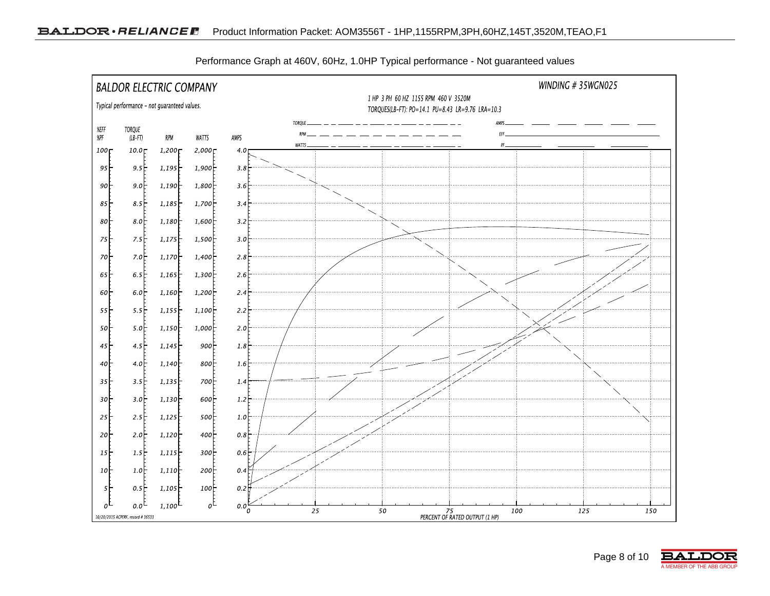Performance Graph at 460V, 60Hz, 1.0HP Typical performance - Not guaranteed values

BALDOR ELECTRIC COMPANY

WINDING # 35WGN025

Typical performance - not guaranteed values.

1 HP 3 PH 60 HZ 1155 RPM 460 V 3520M

TORQUES(LB-FT): PO=14.1 PU=8.43 LR=9.76 LRA=10.3

TORQUE, RPM, WATTS, AMPS, EFF, PF

| %EFF %PF | TORQUE (LB-FT) | RPM | WATTS | AMPS |
|---|---|---|---|---|
| 100 | 10.0 | 1,200 | 2,000 | 4.0 |
| 95 | 9.5 | 1,195 | 1,900 | 3.8 |
| 90 | 9.0 | 1,190 | 1,800 | 3.6 |
| 85 | 8.5 | 1,185 | 1,700 | 3.4 |
| 80 | 8.0 | 1,180 | 1,600 | 3.2 |
| 75 | 7.5 | 1,175 | 1,500 | 3.0 |
| 70 | 7.0 | 1,170 | 1,400 | 2.8 |
| 65 | 6.5 | 1,165 | 1,300 | 2.6 |
| 60 | 6.0 | 1,160 | 1,200 | 2.4 |
| 55 | 5.5 | 1,155 | 1,100 | 2.2 |
| 50 | 5.0 | 1,150 | 1,000 | 2.0 |
| 45 | 4.5 | 1,145 | 900 | 1.8 |
| 40 | 4.0 | 1,140 | 800 | 1.6 |
| 35 | 3.5 | 1,135 | 700 | 1.4 |
| 30 | 3.0 | 1,130 | 600 | 1.2 |
| 25 | 2.5 | 1,125 | 500 | 1.0 |
| 20 | 2.0 | 1,120 | 400 | 0.8 |
| 15 | 1.5 | 1,115 | 300 | 0.6 |
| 10 | 1.0 | 1,110 | 200 | 0.4 |
| 5 | 0.5 | 1,105 | 100 | 0.2 |
| 0 | 0.0 | 1,100 | 0 | 0.0 |

PERCENT OF RATED OUTPUT (1 HP): 0, 25, 50, 75, 100, 125, 150

10/20/2015 ACPERF, record # 36533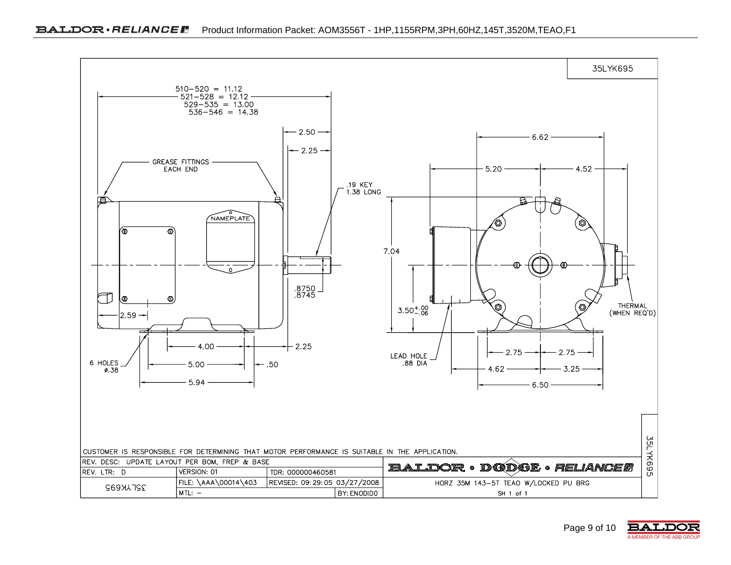35LYK695

510–520 = 11.12
521–528 = 12.12
529–535 = 13.00
536–546 = 14.38

2.50

2.25

GREASE FITTINGS EACH END

.19 KEY 1.38 LONG

NAMEPLATE

.8750
.8745

2.59

4.00

2.25

6 HOLES ø.38

5.00

.50

5.94

6.62

5.20

4.52

7.04

$3.50^{+.00}_{-.06}$

THERMAL (WHEN REQ'D)

LEAD HOLE .88 DIA

2.75

2.75

4.62

3.25

6.50

CUSTOMER IS RESPONSIBLE FOR DETERMINING THAT MOTOR PERFORMANCE IS SUITABLE IN THE APPLICATION.

| REV. DESC: UPDATE LAYOUT PER BOM, FREP & BASE | | | | BALDOR • DODGE • RELIANCE |
|---|---|---|---|---|
| REV. LTR: D | VERSION: 01 | TDR: 000000460581 | | |
| 35LYK695 | FILE: \AAA\00014\403 | REVISED: 09:29:05 03/27/2008 | | HORZ 35M 143-5T TEAO W/LOCKED PU BRG |
| | MTL: – | | BY: ENODIDO | SH 1 of 1 |

35LYK695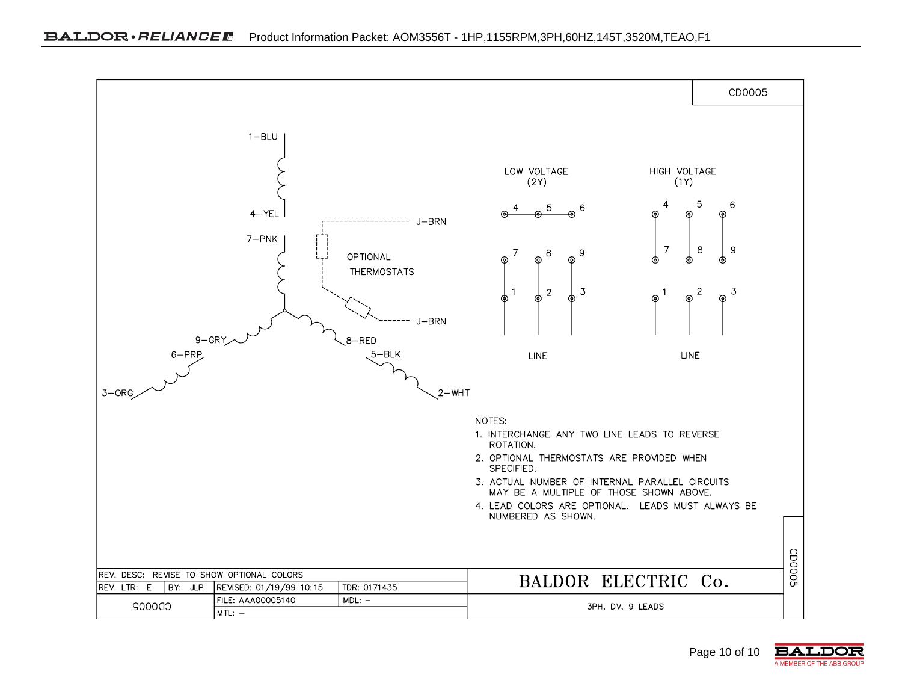CD0005

1-BLU

4-YEL

7-PNK

J-BRN

OPTIONAL

THERMOSTATS

J-BRN

9-GRY

8-RED

6-PRP

5-BLK

3-ORG

2-WHT

LOW VOLTAGE
(2Y)

4 5 6

7 8 9

1 2 3

LINE

HIGH VOLTAGE
(1Y)

4 5 6

7 8 9

1 2 3

LINE

NOTES:

1. INTERCHANGE ANY TWO LINE LEADS TO REVERSE ROTATION.
2. OPTIONAL THERMOSTATS ARE PROVIDED WHEN SPECIFIED.
3. ACTUAL NUMBER OF INTERNAL PARALLEL CIRCUITS MAY BE A MULTIPLE OF THOSE SHOWN ABOVE.
4. LEAD COLORS ARE OPTIONAL. LEADS MUST ALWAYS BE NUMBERED AS SHOWN.

| | | | | |
|---|---|---|---|---|
| REV. DESC: REVISE TO SHOW OPTIONAL COLORS | | | | BALDOR ELECTRIC Co. |
| REV. LTR: E | BY: JLP | REVISED: 01/19/99 10:15 | TDR: 0171435 | |
| CD0005 | | FILE: AAA00005140 | MDL: – | 3PH, DV, 9 LEADS |
| | | MTL: – | | |

CD0005